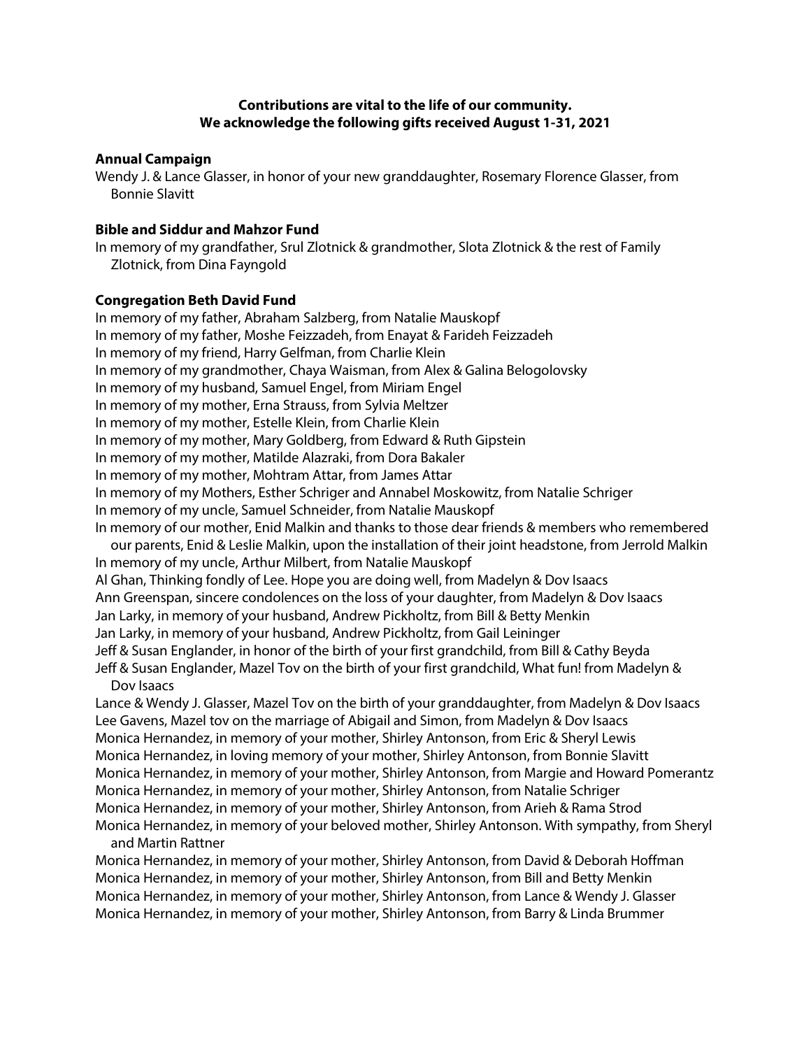**Contributions are vital to the life of our community.**
**We acknowledge the following gifts received August 1-31, 2021**

**Annual Campaign**

Wendy J. & Lance Glasser, in honor of your new granddaughter, Rosemary Florence Glasser, from Bonnie Slavitt

**Bible and Siddur and Mahzor Fund**

In memory of my grandfather, Srul Zlotnick & grandmother, Slota Zlotnick & the rest of Family Zlotnick, from Dina Fayngold

**Congregation Beth David Fund**

In memory of my father, Abraham Salzberg, from Natalie Mauskopf
In memory of my father, Moshe Feizzadeh, from Enayat & Farideh Feizzadeh
In memory of my friend, Harry Gelfman, from Charlie Klein
In memory of my grandmother, Chaya Waisman, from Alex & Galina Belogolovsky
In memory of my husband, Samuel Engel, from Miriam Engel
In memory of my mother, Erna Strauss, from Sylvia Meltzer
In memory of my mother, Estelle Klein, from Charlie Klein
In memory of my mother, Mary Goldberg, from Edward & Ruth Gipstein
In memory of my mother, Matilde Alazraki, from Dora Bakaler
In memory of my mother, Mohtram Attar, from James Attar
In memory of my Mothers, Esther Schriger and Annabel Moskowitz, from Natalie Schriger
In memory of my uncle, Samuel Schneider, from Natalie Mauskopf
In memory of our mother, Enid Malkin and thanks to those dear friends & members who remembered our parents, Enid & Leslie Malkin, upon the installation of their joint headstone, from Jerrold Malkin
In memory of my uncle, Arthur Milbert, from Natalie Mauskopf
Al Ghan, Thinking fondly of Lee. Hope you are doing well, from Madelyn & Dov Isaacs
Ann Greenspan, sincere condolences on the loss of your daughter, from Madelyn & Dov Isaacs
Jan Larky, in memory of your husband, Andrew Pickholtz, from Bill & Betty Menkin
Jan Larky, in memory of your husband, Andrew Pickholtz, from Gail Leininger
Jeff & Susan Englander, in honor of the birth of your first grandchild, from Bill & Cathy Beyda
Jeff & Susan Englander, Mazel Tov on the birth of your first grandchild, What fun! from Madelyn & Dov Isaacs
Lance & Wendy J. Glasser, Mazel Tov on the birth of your granddaughter, from Madelyn & Dov Isaacs
Lee Gavens, Mazel tov on the marriage of Abigail and Simon, from Madelyn & Dov Isaacs
Monica Hernandez, in memory of your mother, Shirley Antonson, from Eric & Sheryl Lewis
Monica Hernandez, in loving memory of your mother, Shirley Antonson, from Bonnie Slavitt
Monica Hernandez, in memory of your mother, Shirley Antonson, from Margie and Howard Pomerantz
Monica Hernandez, in memory of your mother, Shirley Antonson, from Natalie Schriger
Monica Hernandez, in memory of your mother, Shirley Antonson, from Arieh & Rama Strod
Monica Hernandez, in memory of your beloved mother, Shirley Antonson. With sympathy, from Sheryl and Martin Rattner
Monica Hernandez, in memory of your mother, Shirley Antonson, from David & Deborah Hoffman
Monica Hernandez, in memory of your mother, Shirley Antonson, from Bill and Betty Menkin
Monica Hernandez, in memory of your mother, Shirley Antonson, from Lance & Wendy J. Glasser
Monica Hernandez, in memory of your mother, Shirley Antonson, from Barry & Linda Brummer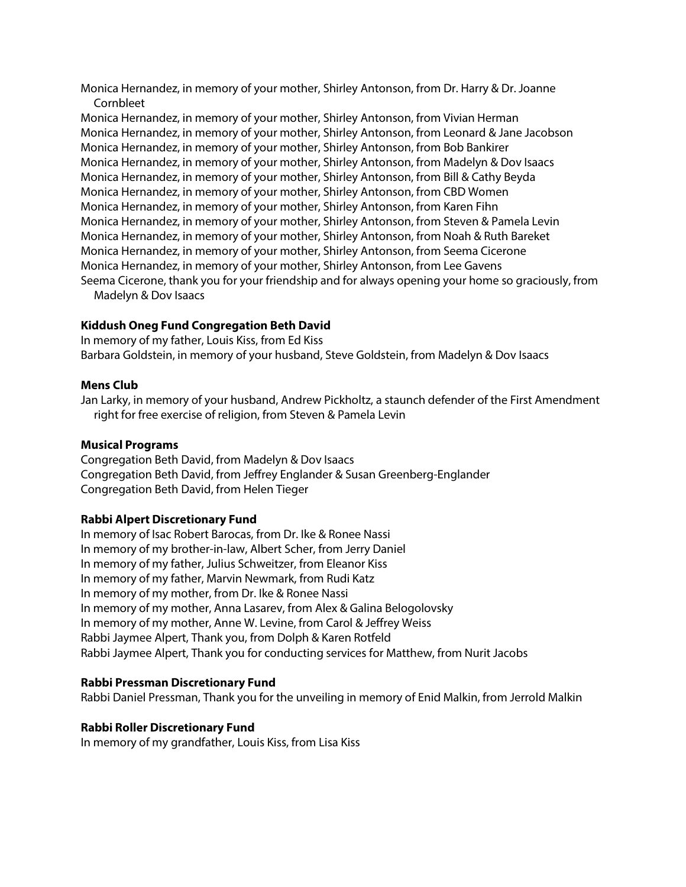Monica Hernandez, in memory of your mother, Shirley Antonson, from Dr. Harry & Dr. Joanne Cornbleet
Monica Hernandez, in memory of your mother, Shirley Antonson, from Vivian Herman
Monica Hernandez, in memory of your mother, Shirley Antonson, from Leonard & Jane Jacobson
Monica Hernandez, in memory of your mother, Shirley Antonson, from Bob Bankirer
Monica Hernandez, in memory of your mother, Shirley Antonson, from Madelyn & Dov Isaacs
Monica Hernandez, in memory of your mother, Shirley Antonson, from Bill & Cathy Beyda
Monica Hernandez, in memory of your mother, Shirley Antonson, from CBD Women
Monica Hernandez, in memory of your mother, Shirley Antonson, from Karen Fihn
Monica Hernandez, in memory of your mother, Shirley Antonson, from Steven & Pamela Levin
Monica Hernandez, in memory of your mother, Shirley Antonson, from Noah & Ruth Bareket
Monica Hernandez, in memory of your mother, Shirley Antonson, from Seema Cicerone
Monica Hernandez, in memory of your mother, Shirley Antonson, from Lee Gavens
Seema Cicerone, thank you for your friendship and for always opening your home so graciously, from Madelyn & Dov Isaacs

**Kiddush Oneg Fund Congregation Beth David**

In memory of my father, Louis Kiss, from Ed Kiss
Barbara Goldstein, in memory of your husband, Steve Goldstein, from Madelyn & Dov Isaacs

**Mens Club**

Jan Larky, in memory of your husband, Andrew Pickholtz, a staunch defender of the First Amendment right for free exercise of religion, from Steven & Pamela Levin

**Musical Programs**

Congregation Beth David, from Madelyn & Dov Isaacs
Congregation Beth David, from Jeffrey Englander & Susan Greenberg-Englander
Congregation Beth David, from Helen Tieger

**Rabbi Alpert Discretionary Fund**

In memory of Isac Robert Barocas, from Dr. Ike & Ronee Nassi
In memory of my brother-in-law, Albert Scher, from Jerry Daniel
In memory of my father, Julius Schweitzer, from Eleanor Kiss
In memory of my father, Marvin Newmark, from Rudi Katz
In memory of my mother, from Dr. Ike & Ronee Nassi
In memory of my mother, Anna Lasarev, from Alex & Galina Belogolovsky
In memory of my mother, Anne W. Levine, from Carol & Jeffrey Weiss
Rabbi Jaymee Alpert, Thank you, from Dolph & Karen Rotfeld
Rabbi Jaymee Alpert, Thank you for conducting services for Matthew, from Nurit Jacobs

**Rabbi Pressman Discretionary Fund**

Rabbi Daniel Pressman, Thank you for the unveiling in memory of Enid Malkin, from Jerrold Malkin

**Rabbi Roller Discretionary Fund**

In memory of my grandfather, Louis Kiss, from Lisa Kiss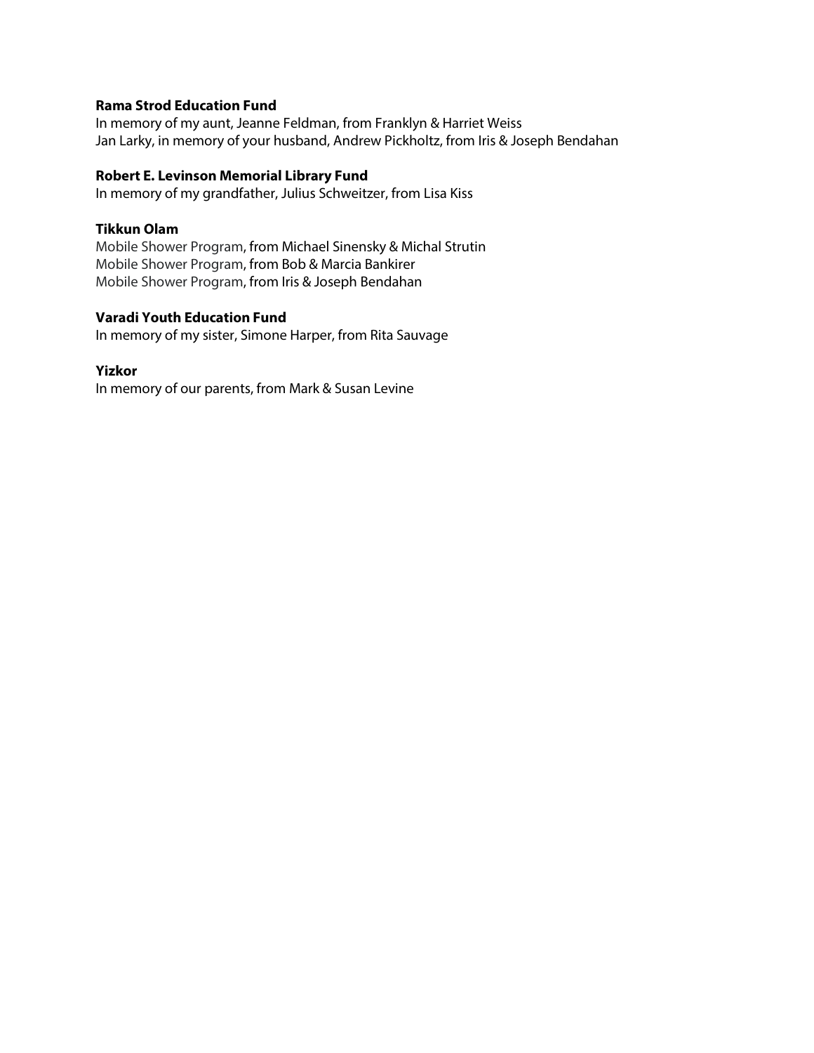**Rama Strod Education Fund**
In memory of my aunt, Jeanne Feldman, from Franklyn & Harriet Weiss
Jan Larky, in memory of your husband, Andrew Pickholtz, from Iris & Joseph Bendahan

**Robert E. Levinson Memorial Library Fund**
In memory of my grandfather, Julius Schweitzer, from Lisa Kiss

**Tikkun Olam**
Mobile Shower Program, from Michael Sinensky & Michal Strutin
Mobile Shower Program, from Bob & Marcia Bankirer
Mobile Shower Program, from Iris & Joseph Bendahan

**Varadi Youth Education Fund**
In memory of my sister, Simone Harper, from Rita Sauvage

**Yizkor**
In memory of our parents, from Mark & Susan Levine